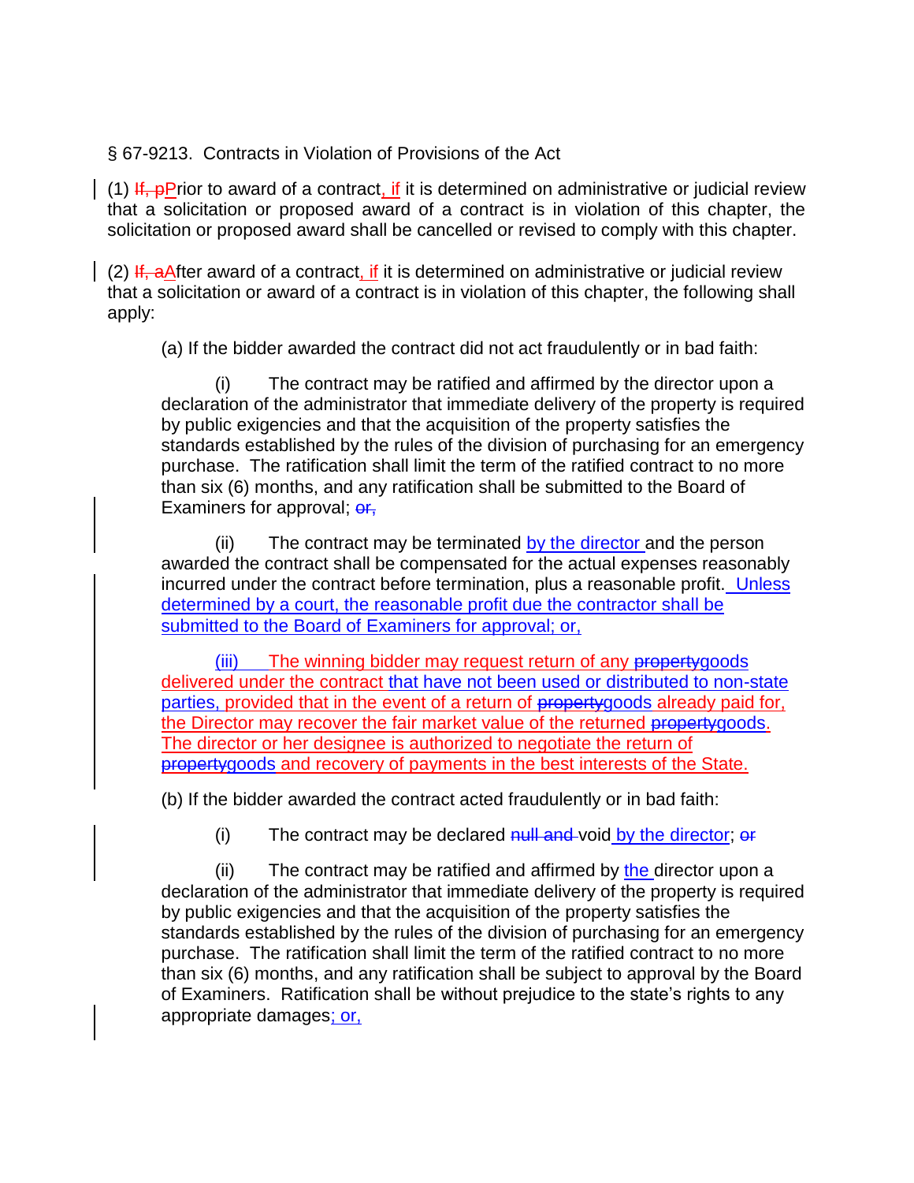§ 67-9213. Contracts in Violation of Provisions of the Act

(1) ~~If, p~~Prior to award of a contract, if it is determined on administrative or judicial review that a solicitation or proposed award of a contract is in violation of this chapter, the solicitation or proposed award shall be cancelled or revised to comply with this chapter.

(2) ~~If, a~~After award of a contract, if it is determined on administrative or judicial review that a solicitation or award of a contract is in violation of this chapter, the following shall apply:

(a) If the bidder awarded the contract did not act fraudulently or in bad faith:

(i) The contract may be ratified and affirmed by the director upon a declaration of the administrator that immediate delivery of the property is required by public exigencies and that the acquisition of the property satisfies the standards established by the rules of the division of purchasing for an emergency purchase. The ratification shall limit the term of the ratified contract to no more than six (6) months, and any ratification shall be submitted to the Board of Examiners for approval; ~~or,~~

(ii) The contract may be terminated by the director and the person awarded the contract shall be compensated for the actual expenses reasonably incurred under the contract before termination, plus a reasonable profit. Unless determined by a court, the reasonable profit due the contractor shall be submitted to the Board of Examiners for approval; or,

(iii) The winning bidder may request return of any ~~property~~goods delivered under the contract that have not been used or distributed to non-state parties, provided that in the event of a return of ~~property~~goods already paid for, the Director may recover the fair market value of the returned ~~property~~goods. The director or her designee is authorized to negotiate the return of ~~property~~goods and recovery of payments in the best interests of the State.

(b) If the bidder awarded the contract acted fraudulently or in bad faith:

(i) The contract may be declared ~~null and~~ void by the director; ~~or~~

(ii) The contract may be ratified and affirmed by the director upon a declaration of the administrator that immediate delivery of the property is required by public exigencies and that the acquisition of the property satisfies the standards established by the rules of the division of purchasing for an emergency purchase. The ratification shall limit the term of the ratified contract to no more than six (6) months, and any ratification shall be subject to approval by the Board of Examiners. Ratification shall be without prejudice to the state's rights to any appropriate damages; or,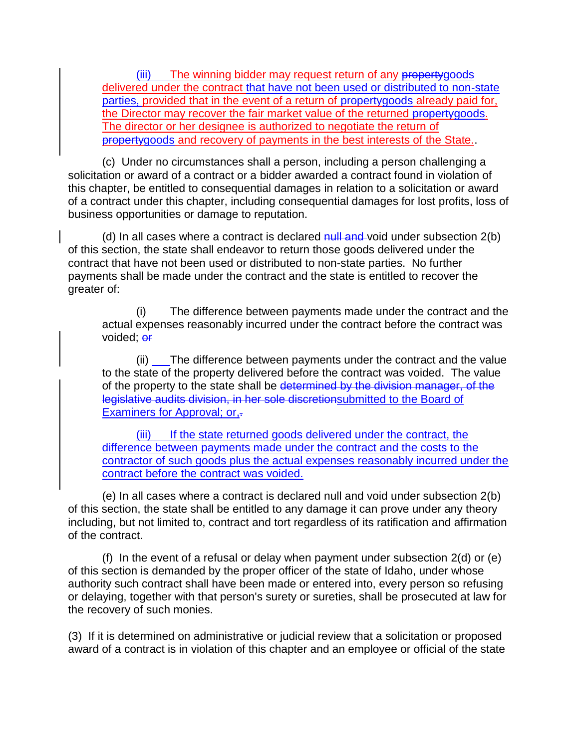(iii) The winning bidder may request return of any ~~property~~goods delivered under the contract that have not been used or distributed to non-state parties, provided that in the event of a return of ~~property~~goods already paid for, the Director may recover the fair market value of the returned ~~property~~goods. The director or her designee is authorized to negotiate the return of ~~property~~goods and recovery of payments in the best interests of the State..

(c) Under no circumstances shall a person, including a person challenging a solicitation or award of a contract or a bidder awarded a contract found in violation of this chapter, be entitled to consequential damages in relation to a solicitation or award of a contract under this chapter, including consequential damages for lost profits, loss of business opportunities or damage to reputation.

(d) In all cases where a contract is declared ~~null and~~ void under subsection 2(b) of this section, the state shall endeavor to return those goods delivered under the contract that have not been used or distributed to non-state parties. No further payments shall be made under the contract and the state is entitled to recover the greater of:

(i) The difference between payments made under the contract and the actual expenses reasonably incurred under the contract before the contract was voided; ~~or~~

(ii) The difference between payments under the contract and the value to the state of the property delivered before the contract was voided. The value of the property to the state shall be ~~determined by the division manager, of the legislative audits division, in her sole discretion~~submitted to the Board of Examiners for Approval; or,~~.~~

(iii) If the state returned goods delivered under the contract, the difference between payments made under the contract and the costs to the contractor of such goods plus the actual expenses reasonably incurred under the contract before the contract was voided.

(e) In all cases where a contract is declared null and void under subsection 2(b) of this section, the state shall be entitled to any damage it can prove under any theory including, but not limited to, contract and tort regardless of its ratification and affirmation of the contract.

(f) In the event of a refusal or delay when payment under subsection 2(d) or (e) of this section is demanded by the proper officer of the state of Idaho, under whose authority such contract shall have been made or entered into, every person so refusing or delaying, together with that person's surety or sureties, shall be prosecuted at law for the recovery of such monies.

(3) If it is determined on administrative or judicial review that a solicitation or proposed award of a contract is in violation of this chapter and an employee or official of the state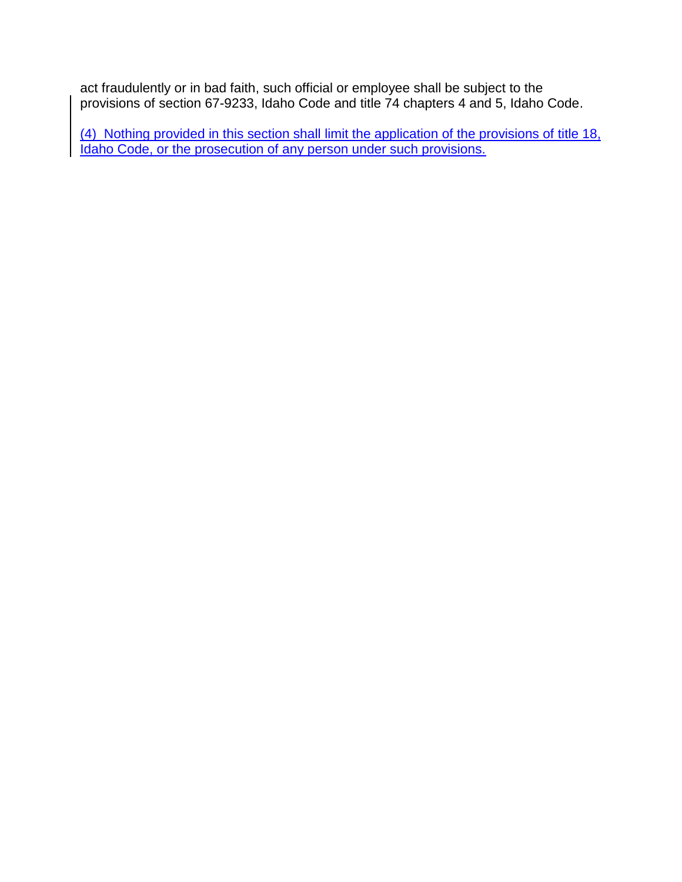act fraudulently or in bad faith, such official or employee shall be subject to the provisions of section 67-9233, Idaho Code and title 74 chapters 4 and 5, Idaho Code.

<u>(4) Nothing provided in this section shall limit the application of the provisions of title 18, Idaho Code, or the prosecution of any person under such provisions.</u>